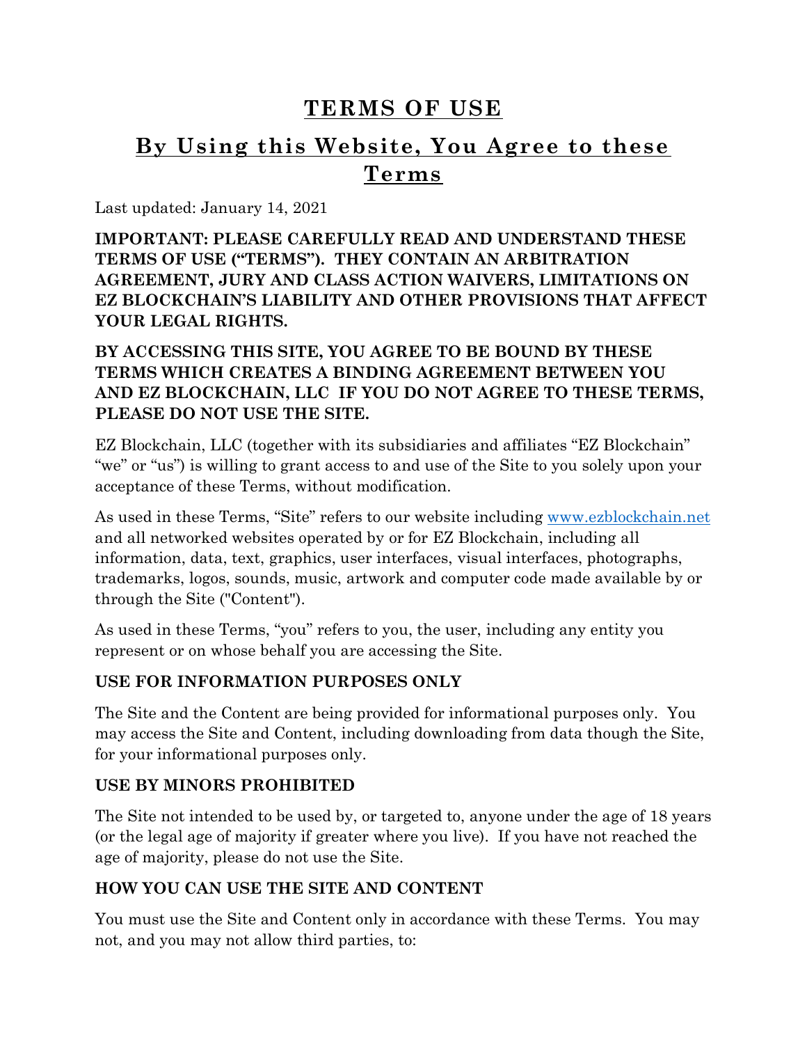# TERMS OF USE

## By Using this Website, You Agree to these Terms

Last updated: January 14, 2021

**IMPORTANT: PLEASE CAREFULLY READ AND UNDERSTAND THESE TERMS OF USE ("TERMS"). THEY CONTAIN AN ARBITRATION AGREEMENT, JURY AND CLASS ACTION WAIVERS, LIMITATIONS ON EZ BLOCKCHAIN'S LIABILITY AND OTHER PROVISIONS THAT AFFECT YOUR LEGAL RIGHTS.**

**BY ACCESSING THIS SITE, YOU AGREE TO BE BOUND BY THESE TERMS WHICH CREATES A BINDING AGREEMENT BETWEEN YOU AND EZ BLOCKCHAIN, LLC IF YOU DO NOT AGREE TO THESE TERMS, PLEASE DO NOT USE THE SITE.**

EZ Blockchain, LLC (together with its subsidiaries and affiliates "EZ Blockchain" "we" or "us") is willing to grant access to and use of the Site to you solely upon your acceptance of these Terms, without modification.

As used in these Terms, "Site" refers to our website including [www.ezblockchain.net](http://www.ezblockchain.net) and all networked websites operated by or for EZ Blockchain, including all information, data, text, graphics, user interfaces, visual interfaces, photographs, trademarks, logos, sounds, music, artwork and computer code made available by or through the Site ("Content").

As used in these Terms, "you" refers to you, the user, including any entity you represent or on whose behalf you are accessing the Site.

### USE FOR INFORMATION PURPOSES ONLY

The Site and the Content are being provided for informational purposes only. You may access the Site and Content, including downloading from data though the Site, for your informational purposes only.

### USE BY MINORS PROHIBITED

The Site not intended to be used by, or targeted to, anyone under the age of 18 years (or the legal age of majority if greater where you live). If you have not reached the age of majority, please do not use the Site.

### HOW YOU CAN USE THE SITE AND CONTENT

You must use the Site and Content only in accordance with these Terms. You may not, and you may not allow third parties, to: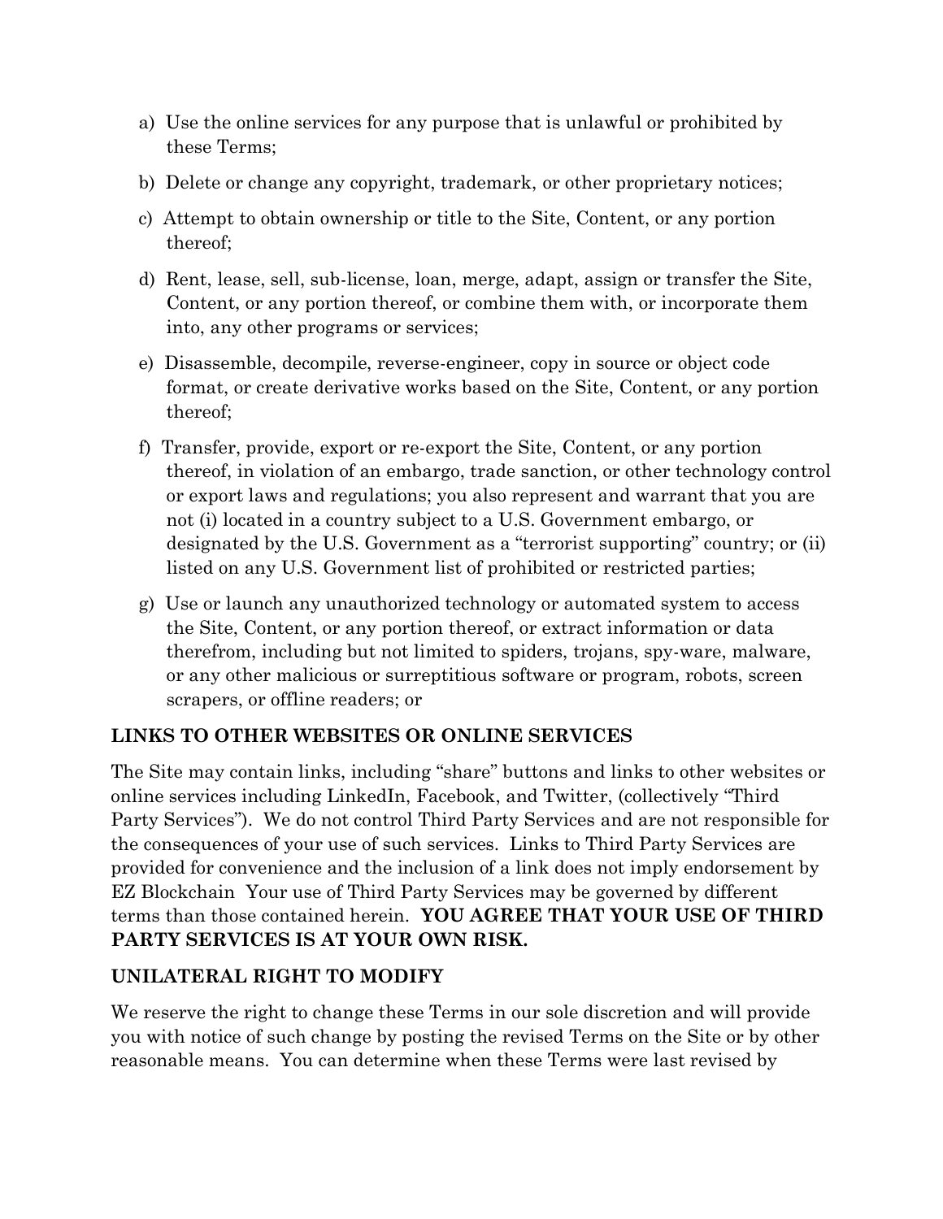a) Use the online services for any purpose that is unlawful or prohibited by these Terms;

b) Delete or change any copyright, trademark, or other proprietary notices;

c) Attempt to obtain ownership or title to the Site, Content, or any portion thereof;

d) Rent, lease, sell, sub-license, loan, merge, adapt, assign or transfer the Site, Content, or any portion thereof, or combine them with, or incorporate them into, any other programs or services;

e) Disassemble, decompile, reverse-engineer, copy in source or object code format, or create derivative works based on the Site, Content, or any portion thereof;

f) Transfer, provide, export or re-export the Site, Content, or any portion thereof, in violation of an embargo, trade sanction, or other technology control or export laws and regulations; you also represent and warrant that you are not (i) located in a country subject to a U.S. Government embargo, or designated by the U.S. Government as a "terrorist supporting" country; or (ii) listed on any U.S. Government list of prohibited or restricted parties;

g) Use or launch any unauthorized technology or automated system to access the Site, Content, or any portion thereof, or extract information or data therefrom, including but not limited to spiders, trojans, spy-ware, malware, or any other malicious or surreptitious software or program, robots, screen scrapers, or offline readers; or

**LINKS TO OTHER WEBSITES OR ONLINE SERVICES**

The Site may contain links, including "share" buttons and links to other websites or online services including LinkedIn, Facebook, and Twitter, (collectively "Third Party Services"). We do not control Third Party Services and are not responsible for the consequences of your use of such services. Links to Third Party Services are provided for convenience and the inclusion of a link does not imply endorsement by EZ Blockchain Your use of Third Party Services may be governed by different terms than those contained herein. **YOU AGREE THAT YOUR USE OF THIRD PARTY SERVICES IS AT YOUR OWN RISK.**

**UNILATERAL RIGHT TO MODIFY**

We reserve the right to change these Terms in our sole discretion and will provide you with notice of such change by posting the revised Terms on the Site or by other reasonable means. You can determine when these Terms were last revised by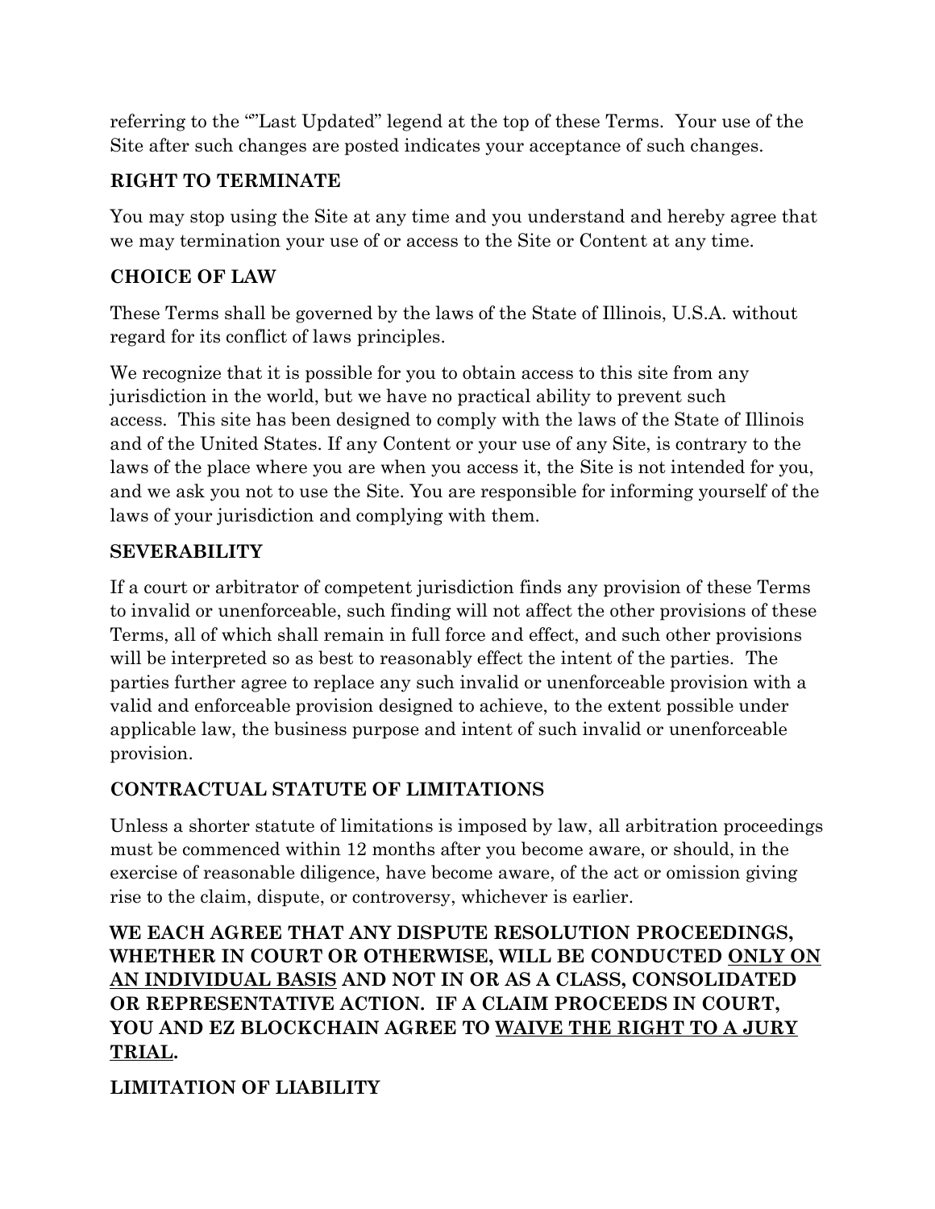referring to the “”Last Updated” legend at the top of these Terms. Your use of the Site after such changes are posted indicates your acceptance of such changes.

## RIGHT TO TERMINATE

You may stop using the Site at any time and you understand and hereby agree that we may termination your use of or access to the Site or Content at any time.

## CHOICE OF LAW

These Terms shall be governed by the laws of the State of Illinois, U.S.A. without regard for its conflict of laws principles.

We recognize that it is possible for you to obtain access to this site from any jurisdiction in the world, but we have no practical ability to prevent such access. This site has been designed to comply with the laws of the State of Illinois and of the United States. If any Content or your use of any Site, is contrary to the laws of the place where you are when you access it, the Site is not intended for you, and we ask you not to use the Site. You are responsible for informing yourself of the laws of your jurisdiction and complying with them.

## SEVERABILITY

If a court or arbitrator of competent jurisdiction finds any provision of these Terms to invalid or unenforceable, such finding will not affect the other provisions of these Terms, all of which shall remain in full force and effect, and such other provisions will be interpreted so as best to reasonably effect the intent of the parties. The parties further agree to replace any such invalid or unenforceable provision with a valid and enforceable provision designed to achieve, to the extent possible under applicable law, the business purpose and intent of such invalid or unenforceable provision.

## CONTRACTUAL STATUTE OF LIMITATIONS

Unless a shorter statute of limitations is imposed by law, all arbitration proceedings must be commenced within 12 months after you become aware, or should, in the exercise of reasonable diligence, have become aware, of the act or omission giving rise to the claim, dispute, or controversy, whichever is earlier.

**WE EACH AGREE THAT ANY DISPUTE RESOLUTION PROCEEDINGS, WHETHER IN COURT OR OTHERWISE, WILL BE CONDUCTED <u>ONLY ON AN INDIVIDUAL BASIS</u> AND NOT IN OR AS A CLASS, CONSOLIDATED OR REPRESENTATIVE ACTION. IF A CLAIM PROCEEDS IN COURT, YOU AND EZ BLOCKCHAIN AGREE TO <u>WAIVE THE RIGHT TO A JURY TRIAL</u>.**

## LIMITATION OF LIABILITY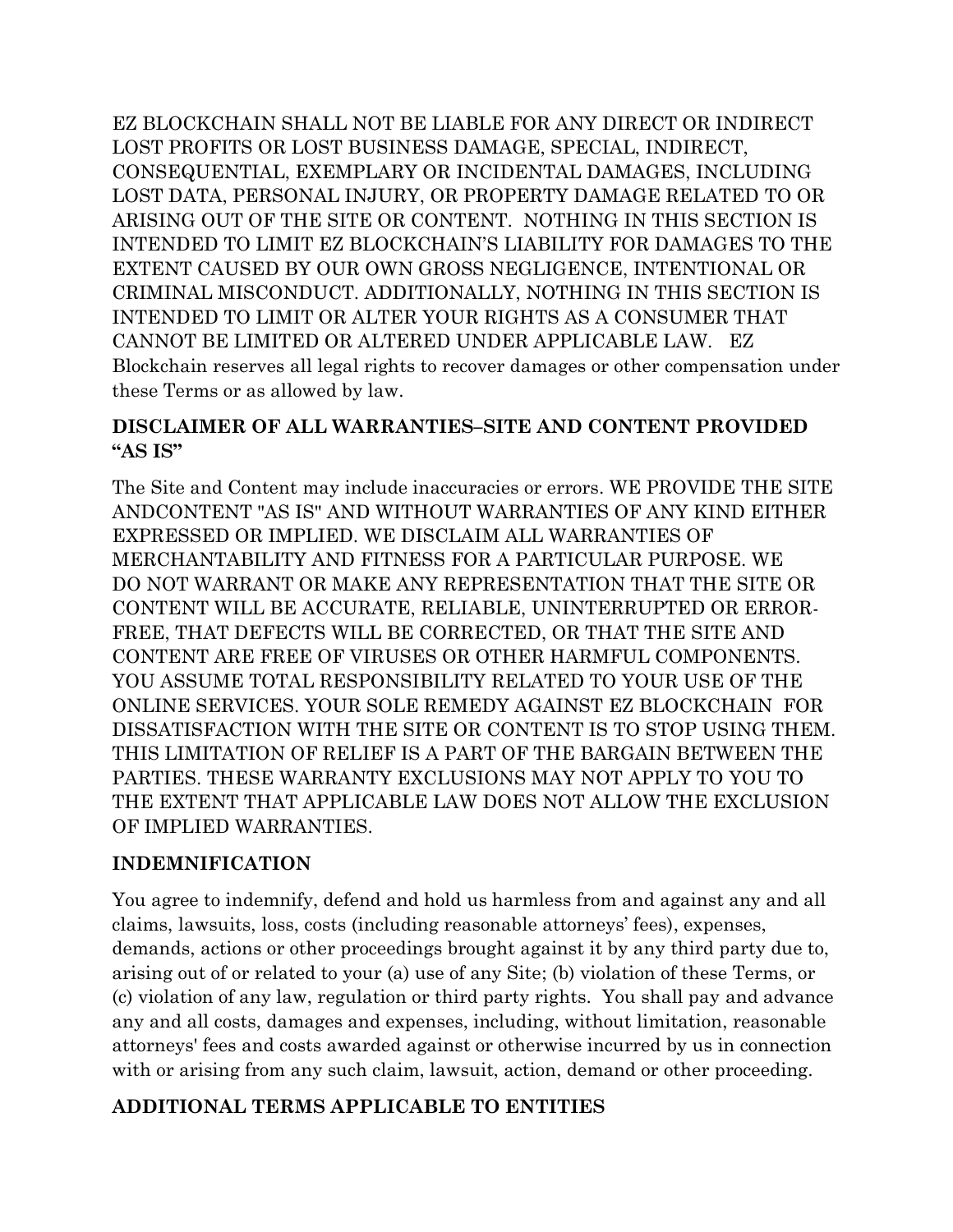EZ BLOCKCHAIN SHALL NOT BE LIABLE FOR ANY DIRECT OR INDIRECT LOST PROFITS OR LOST BUSINESS DAMAGE, SPECIAL, INDIRECT, CONSEQUENTIAL, EXEMPLARY OR INCIDENTAL DAMAGES, INCLUDING LOST DATA, PERSONAL INJURY, OR PROPERTY DAMAGE RELATED TO OR ARISING OUT OF THE SITE OR CONTENT. NOTHING IN THIS SECTION IS INTENDED TO LIMIT EZ BLOCKCHAIN'S LIABILITY FOR DAMAGES TO THE EXTENT CAUSED BY OUR OWN GROSS NEGLIGENCE, INTENTIONAL OR CRIMINAL MISCONDUCT. ADDITIONALLY, NOTHING IN THIS SECTION IS INTENDED TO LIMIT OR ALTER YOUR RIGHTS AS A CONSUMER THAT CANNOT BE LIMITED OR ALTERED UNDER APPLICABLE LAW. EZ Blockchain reserves all legal rights to recover damages or other compensation under these Terms or as allowed by law.

**DISCLAIMER OF ALL WARRANTIES–SITE AND CONTENT PROVIDED "AS IS"**

The Site and Content may include inaccuracies or errors. WE PROVIDE THE SITE ANDCONTENT "AS IS" AND WITHOUT WARRANTIES OF ANY KIND EITHER EXPRESSED OR IMPLIED. WE DISCLAIM ALL WARRANTIES OF MERCHANTABILITY AND FITNESS FOR A PARTICULAR PURPOSE. WE DO NOT WARRANT OR MAKE ANY REPRESENTATION THAT THE SITE OR CONTENT WILL BE ACCURATE, RELIABLE, UNINTERRUPTED OR ERROR-FREE, THAT DEFECTS WILL BE CORRECTED, OR THAT THE SITE AND CONTENT ARE FREE OF VIRUSES OR OTHER HARMFUL COMPONENTS. YOU ASSUME TOTAL RESPONSIBILITY RELATED TO YOUR USE OF THE ONLINE SERVICES. YOUR SOLE REMEDY AGAINST EZ BLOCKCHAIN FOR DISSATISFACTION WITH THE SITE OR CONTENT IS TO STOP USING THEM. THIS LIMITATION OF RELIEF IS A PART OF THE BARGAIN BETWEEN THE PARTIES. THESE WARRANTY EXCLUSIONS MAY NOT APPLY TO YOU TO THE EXTENT THAT APPLICABLE LAW DOES NOT ALLOW THE EXCLUSION OF IMPLIED WARRANTIES.

**INDEMNIFICATION**

You agree to indemnify, defend and hold us harmless from and against any and all claims, lawsuits, loss, costs (including reasonable attorneys' fees), expenses, demands, actions or other proceedings brought against it by any third party due to, arising out of or related to your (a) use of any Site; (b) violation of these Terms, or (c) violation of any law, regulation or third party rights. You shall pay and advance any and all costs, damages and expenses, including, without limitation, reasonable attorneys' fees and costs awarded against or otherwise incurred by us in connection with or arising from any such claim, lawsuit, action, demand or other proceeding.

**ADDITIONAL TERMS APPLICABLE TO ENTITIES**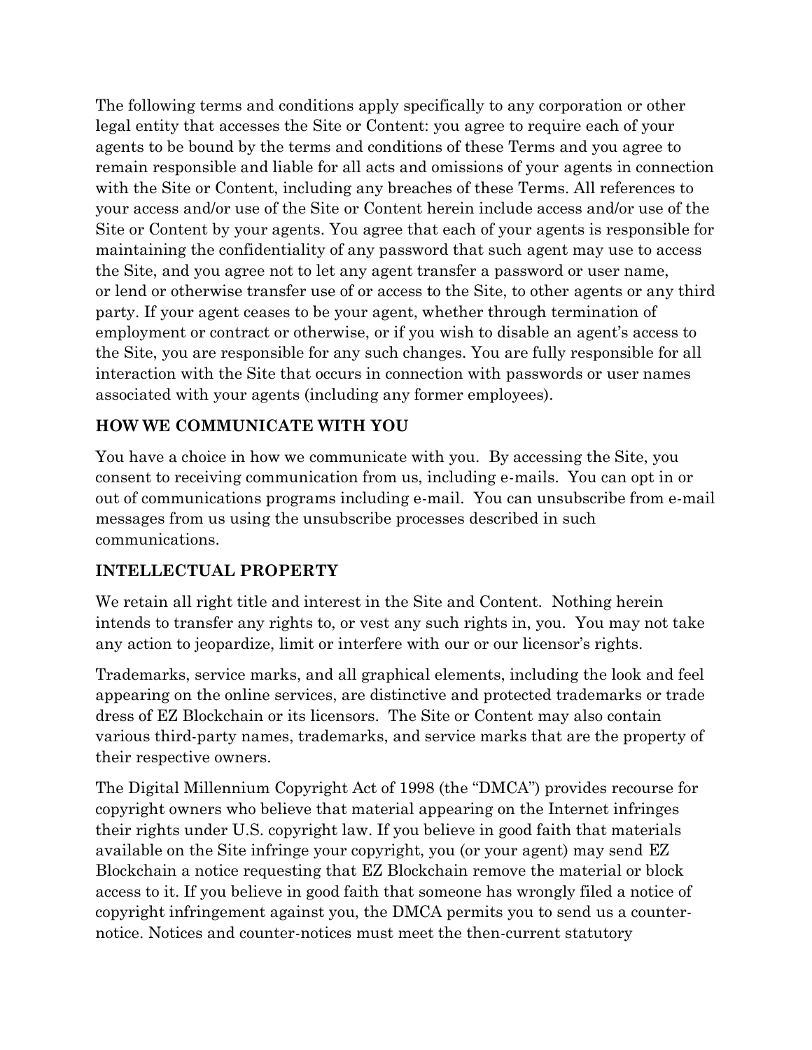The following terms and conditions apply specifically to any corporation or other legal entity that accesses the Site or Content: you agree to require each of your agents to be bound by the terms and conditions of these Terms and you agree to remain responsible and liable for all acts and omissions of your agents in connection with the Site or Content, including any breaches of these Terms. All references to your access and/or use of the Site or Content herein include access and/or use of the Site or Content by your agents. You agree that each of your agents is responsible for maintaining the confidentiality of any password that such agent may use to access the Site, and you agree not to let any agent transfer a password or user name, or lend or otherwise transfer use of or access to the Site, to other agents or any third party. If your agent ceases to be your agent, whether through termination of employment or contract or otherwise, or if you wish to disable an agent's access to the Site, you are responsible for any such changes. You are fully responsible for all interaction with the Site that occurs in connection with passwords or user names associated with your agents (including any former employees).

**HOW WE COMMUNICATE WITH YOU**

You have a choice in how we communicate with you. By accessing the Site, you consent to receiving communication from us, including e-mails. You can opt in or out of communications programs including e-mail. You can unsubscribe from e-mail messages from us using the unsubscribe processes described in such communications.

**INTELLECTUAL PROPERTY**

We retain all right title and interest in the Site and Content. Nothing herein intends to transfer any rights to, or vest any such rights in, you. You may not take any action to jeopardize, limit or interfere with our or our licensor's rights.

Trademarks, service marks, and all graphical elements, including the look and feel appearing on the online services, are distinctive and protected trademarks or trade dress of EZ Blockchain or its licensors. The Site or Content may also contain various third-party names, trademarks, and service marks that are the property of their respective owners.

The Digital Millennium Copyright Act of 1998 (the "DMCA") provides recourse for copyright owners who believe that material appearing on the Internet infringes their rights under U.S. copyright law. If you believe in good faith that materials available on the Site infringe your copyright, you (or your agent) may send EZ Blockchain a notice requesting that EZ Blockchain remove the material or block access to it. If you believe in good faith that someone has wrongly filed a notice of copyright infringement against you, the DMCA permits you to send us a counter-notice. Notices and counter-notices must meet the then-current statutory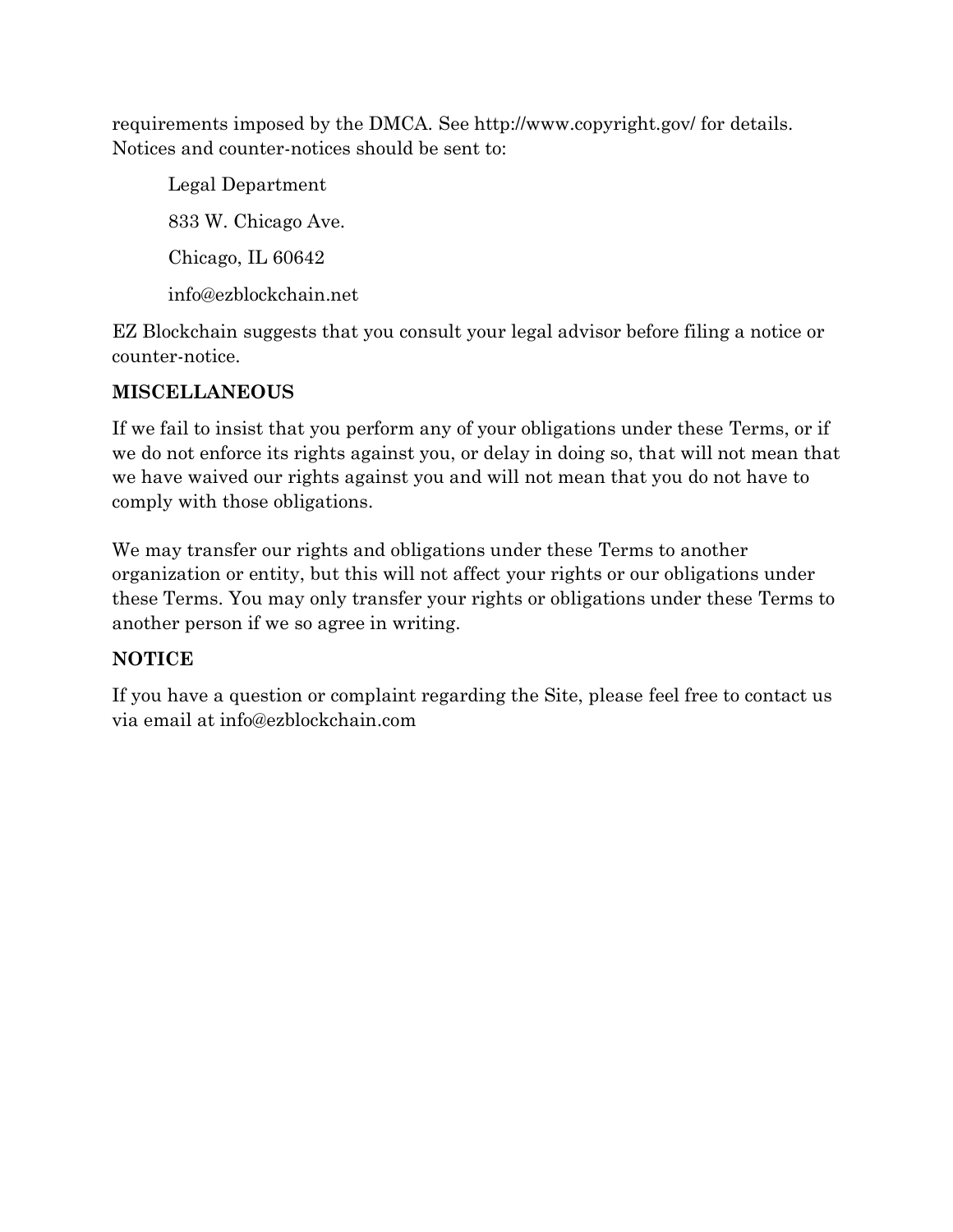requirements imposed by the DMCA. See http://www.copyright.gov/ for details. Notices and counter-notices should be sent to:

Legal Department

833 W. Chicago Ave.

Chicago, IL 60642

info@ezblockchain.net

EZ Blockchain suggests that you consult your legal advisor before filing a notice or counter-notice.

**MISCELLANEOUS**

If we fail to insist that you perform any of your obligations under these Terms, or if we do not enforce its rights against you, or delay in doing so, that will not mean that we have waived our rights against you and will not mean that you do not have to comply with those obligations.

We may transfer our rights and obligations under these Terms to another organization or entity, but this will not affect your rights or our obligations under these Terms. You may only transfer your rights or obligations under these Terms to another person if we so agree in writing.

**NOTICE**

If you have a question or complaint regarding the Site, please feel free to contact us via email at info@ezblockchain.com